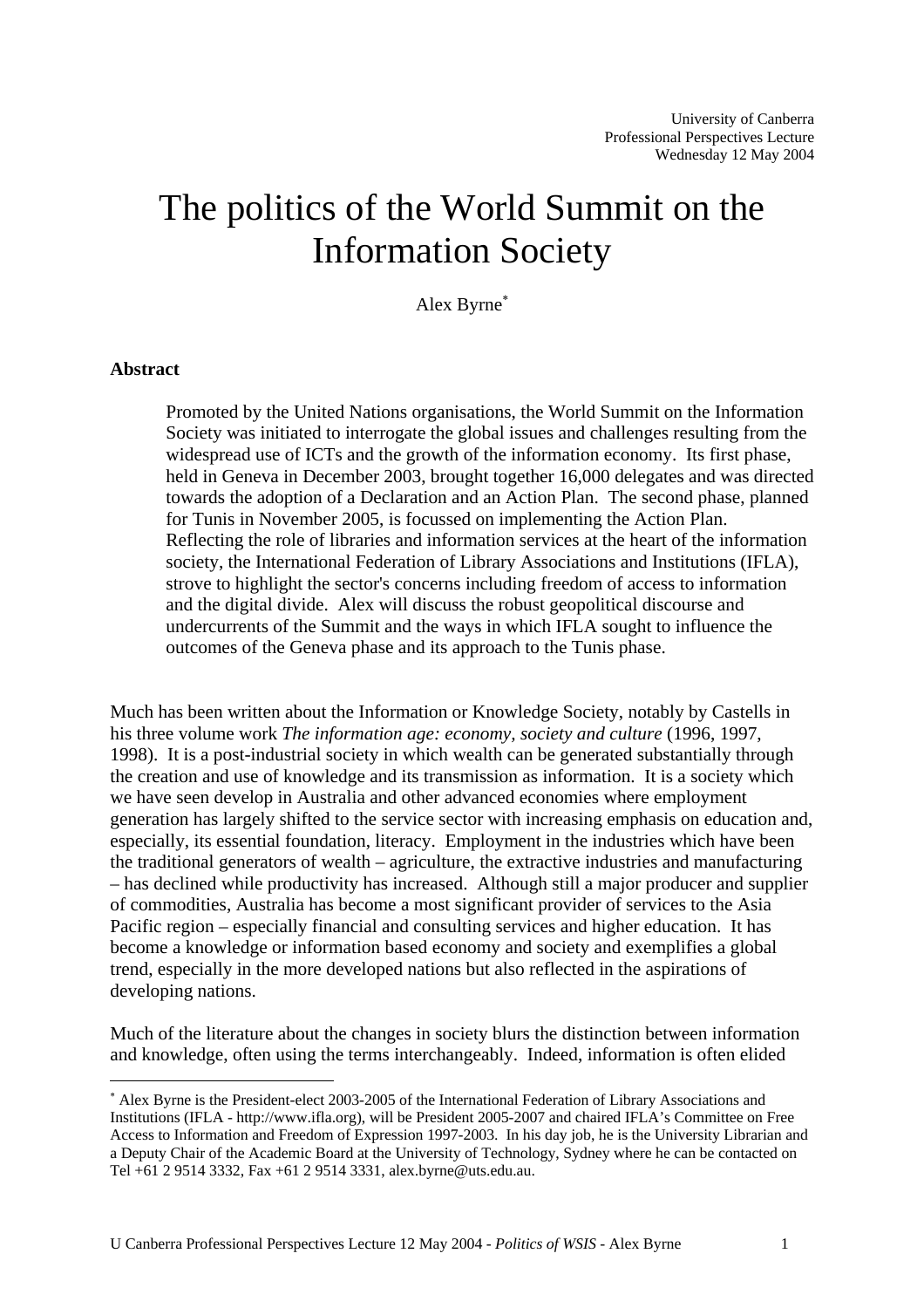University of Canberra
Professional Perspectives Lecture
Wednesday 12 May 2004

# The politics of the World Summit on the Information Society

Alex Byrne*

**Abstract**

> Promoted by the United Nations organisations, the World Summit on the Information Society was initiated to interrogate the global issues and challenges resulting from the widespread use of ICTs and the growth of the information economy. Its first phase, held in Geneva in December 2003, brought together 16,000 delegates and was directed towards the adoption of a Declaration and an Action Plan. The second phase, planned for Tunis in November 2005, is focussed on implementing the Action Plan. Reflecting the role of libraries and information services at the heart of the information society, the International Federation of Library Associations and Institutions (IFLA), strove to highlight the sector's concerns including freedom of access to information and the digital divide. Alex will discuss the robust geopolitical discourse and undercurrents of the Summit and the ways in which IFLA sought to influence the outcomes of the Geneva phase and its approach to the Tunis phase.

Much has been written about the Information or Knowledge Society, notably by Castells in his three volume work *The information age: economy, society and culture* (1996, 1997, 1998). It is a post-industrial society in which wealth can be generated substantially through the creation and use of knowledge and its transmission as information. It is a society which we have seen develop in Australia and other advanced economies where employment generation has largely shifted to the service sector with increasing emphasis on education and, especially, its essential foundation, literacy. Employment in the industries which have been the traditional generators of wealth – agriculture, the extractive industries and manufacturing – has declined while productivity has increased. Although still a major producer and supplier of commodities, Australia has become a most significant provider of services to the Asia Pacific region – especially financial and consulting services and higher education. It has become a knowledge or information based economy and society and exemplifies a global trend, especially in the more developed nations but also reflected in the aspirations of developing nations.

Much of the literature about the changes in society blurs the distinction between information and knowledge, often using the terms interchangeably. Indeed, information is often elided

---

* Alex Byrne is the President-elect 2003-2005 of the International Federation of Library Associations and Institutions (IFLA - http://www.ifla.org), will be President 2005-2007 and chaired IFLA's Committee on Free Access to Information and Freedom of Expression 1997-2003. In his day job, he is the University Librarian and a Deputy Chair of the Academic Board at the University of Technology, Sydney where he can be contacted on Tel +61 2 9514 3332, Fax +61 2 9514 3331, alex.byrne@uts.edu.au.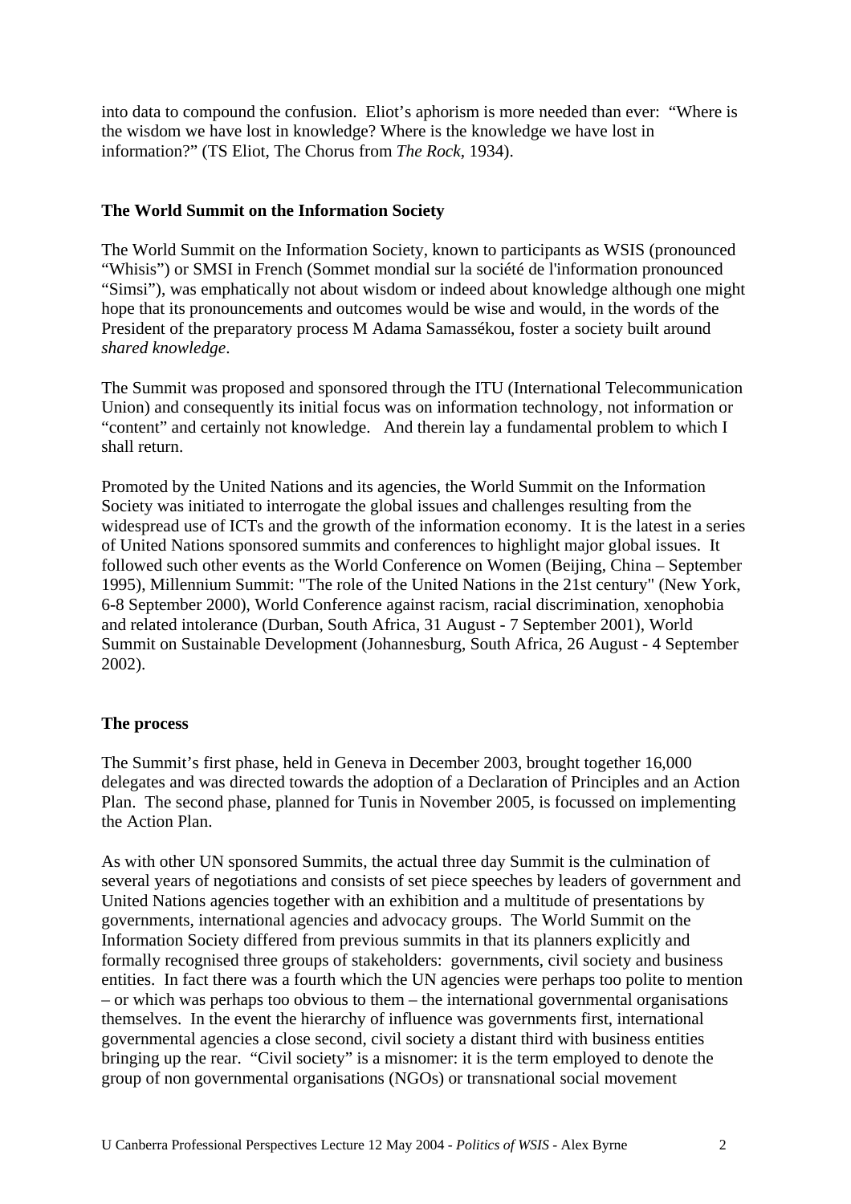into data to compound the confusion. Eliot's aphorism is more needed than ever: "Where is the wisdom we have lost in knowledge? Where is the knowledge we have lost in information?" (TS Eliot, The Chorus from *The Rock*, 1934).

### The World Summit on the Information Society

The World Summit on the Information Society, known to participants as WSIS (pronounced "Whisis") or SMSI in French (Sommet mondial sur la société de l'information pronounced "Simsi"), was emphatically not about wisdom or indeed about knowledge although one might hope that its pronouncements and outcomes would be wise and would, in the words of the President of the preparatory process M Adama Samassékou, foster a society built around *shared knowledge*.

The Summit was proposed and sponsored through the ITU (International Telecommunication Union) and consequently its initial focus was on information technology, not information or "content" and certainly not knowledge. And therein lay a fundamental problem to which I shall return.

Promoted by the United Nations and its agencies, the World Summit on the Information Society was initiated to interrogate the global issues and challenges resulting from the widespread use of ICTs and the growth of the information economy. It is the latest in a series of United Nations sponsored summits and conferences to highlight major global issues. It followed such other events as the World Conference on Women (Beijing, China – September 1995), Millennium Summit: "The role of the United Nations in the 21st century" (New York, 6-8 September 2000), World Conference against racism, racial discrimination, xenophobia and related intolerance (Durban, South Africa, 31 August - 7 September 2001), World Summit on Sustainable Development (Johannesburg, South Africa, 26 August - 4 September 2002).

### The process

The Summit's first phase, held in Geneva in December 2003, brought together 16,000 delegates and was directed towards the adoption of a Declaration of Principles and an Action Plan. The second phase, planned for Tunis in November 2005, is focussed on implementing the Action Plan.

As with other UN sponsored Summits, the actual three day Summit is the culmination of several years of negotiations and consists of set piece speeches by leaders of government and United Nations agencies together with an exhibition and a multitude of presentations by governments, international agencies and advocacy groups. The World Summit on the Information Society differed from previous summits in that its planners explicitly and formally recognised three groups of stakeholders: governments, civil society and business entities. In fact there was a fourth which the UN agencies were perhaps too polite to mention – or which was perhaps too obvious to them – the international governmental organisations themselves. In the event the hierarchy of influence was governments first, international governmental agencies a close second, civil society a distant third with business entities bringing up the rear. "Civil society" is a misnomer: it is the term employed to denote the group of non governmental organisations (NGOs) or transnational social movement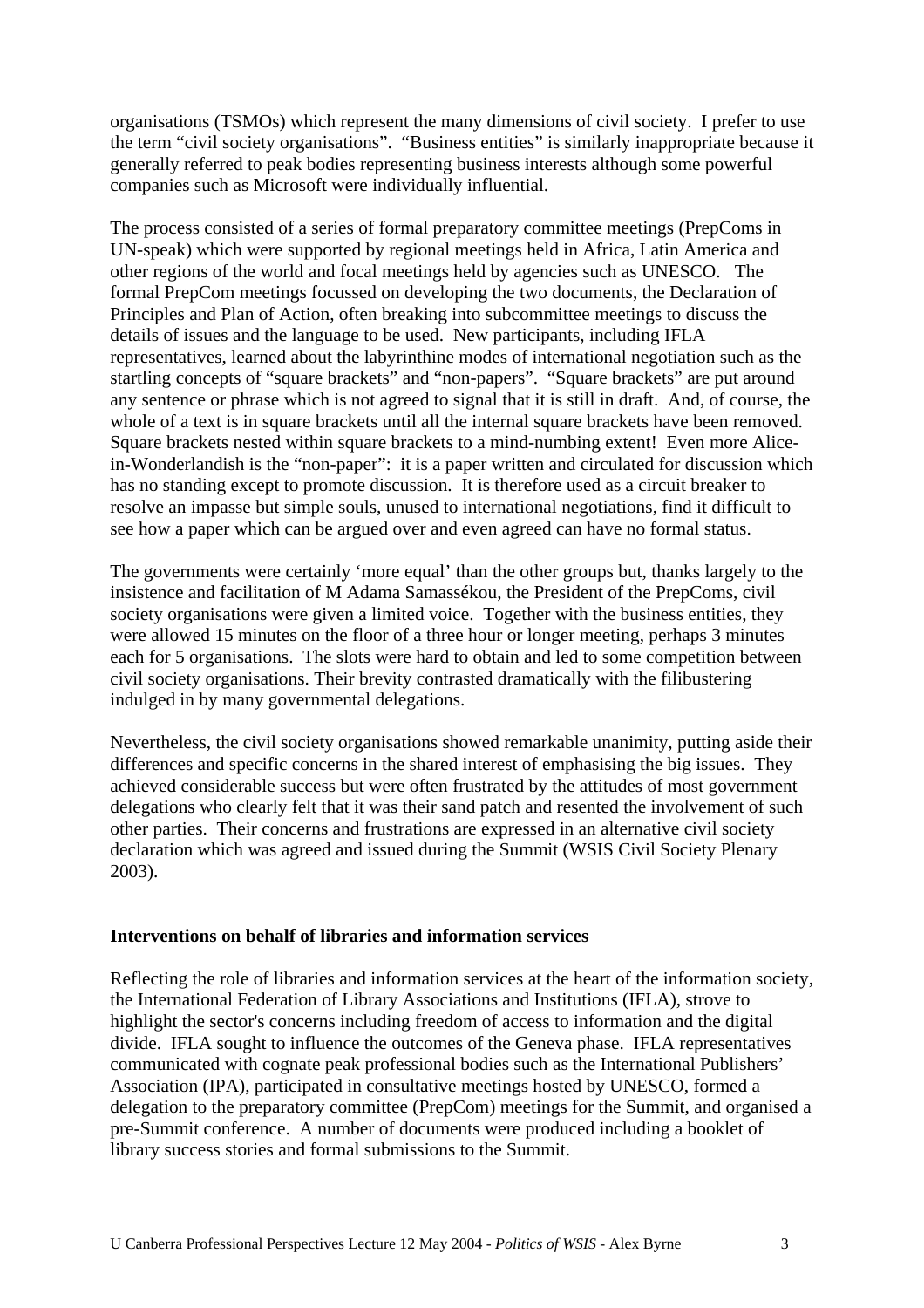organisations (TSMOs) which represent the many dimensions of civil society. I prefer to use the term "civil society organisations". "Business entities" is similarly inappropriate because it generally referred to peak bodies representing business interests although some powerful companies such as Microsoft were individually influential.

The process consisted of a series of formal preparatory committee meetings (PrepComs in UN-speak) which were supported by regional meetings held in Africa, Latin America and other regions of the world and focal meetings held by agencies such as UNESCO. The formal PrepCom meetings focussed on developing the two documents, the Declaration of Principles and Plan of Action, often breaking into subcommittee meetings to discuss the details of issues and the language to be used. New participants, including IFLA representatives, learned about the labyrinthine modes of international negotiation such as the startling concepts of "square brackets" and "non-papers". "Square brackets" are put around any sentence or phrase which is not agreed to signal that it is still in draft. And, of course, the whole of a text is in square brackets until all the internal square brackets have been removed. Square brackets nested within square brackets to a mind-numbing extent! Even more Alice-in-Wonderlandish is the "non-paper": it is a paper written and circulated for discussion which has no standing except to promote discussion. It is therefore used as a circuit breaker to resolve an impasse but simple souls, unused to international negotiations, find it difficult to see how a paper which can be argued over and even agreed can have no formal status.

The governments were certainly 'more equal' than the other groups but, thanks largely to the insistence and facilitation of M Adama Samassékou, the President of the PrepComs, civil society organisations were given a limited voice. Together with the business entities, they were allowed 15 minutes on the floor of a three hour or longer meeting, perhaps 3 minutes each for 5 organisations. The slots were hard to obtain and led to some competition between civil society organisations. Their brevity contrasted dramatically with the filibustering indulged in by many governmental delegations.

Nevertheless, the civil society organisations showed remarkable unanimity, putting aside their differences and specific concerns in the shared interest of emphasising the big issues. They achieved considerable success but were often frustrated by the attitudes of most government delegations who clearly felt that it was their sand patch and resented the involvement of such other parties. Their concerns and frustrations are expressed in an alternative civil society declaration which was agreed and issued during the Summit (WSIS Civil Society Plenary 2003).

**Interventions on behalf of libraries and information services**

Reflecting the role of libraries and information services at the heart of the information society, the International Federation of Library Associations and Institutions (IFLA), strove to highlight the sector's concerns including freedom of access to information and the digital divide. IFLA sought to influence the outcomes of the Geneva phase. IFLA representatives communicated with cognate peak professional bodies such as the International Publishers' Association (IPA), participated in consultative meetings hosted by UNESCO, formed a delegation to the preparatory committee (PrepCom) meetings for the Summit, and organised a pre-Summit conference. A number of documents were produced including a booklet of library success stories and formal submissions to the Summit.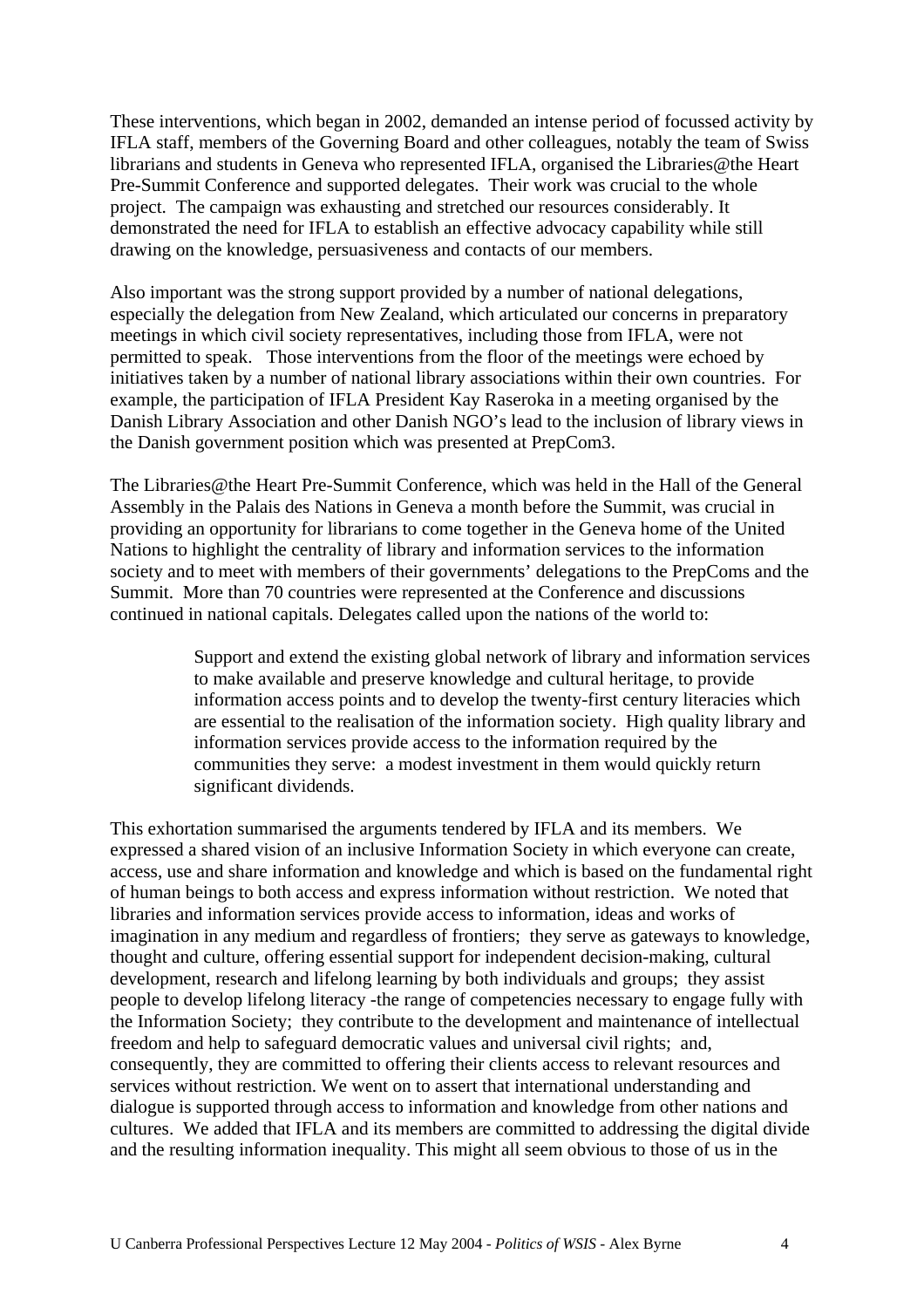These interventions, which began in 2002, demanded an intense period of focussed activity by IFLA staff, members of the Governing Board and other colleagues, notably the team of Swiss librarians and students in Geneva who represented IFLA, organised the Libraries@the Heart Pre-Summit Conference and supported delegates. Their work was crucial to the whole project. The campaign was exhausting and stretched our resources considerably. It demonstrated the need for IFLA to establish an effective advocacy capability while still drawing on the knowledge, persuasiveness and contacts of our members.

Also important was the strong support provided by a number of national delegations, especially the delegation from New Zealand, which articulated our concerns in preparatory meetings in which civil society representatives, including those from IFLA, were not permitted to speak. Those interventions from the floor of the meetings were echoed by initiatives taken by a number of national library associations within their own countries. For example, the participation of IFLA President Kay Raseroka in a meeting organised by the Danish Library Association and other Danish NGO's lead to the inclusion of library views in the Danish government position which was presented at PrepCom3.

The Libraries@the Heart Pre-Summit Conference, which was held in the Hall of the General Assembly in the Palais des Nations in Geneva a month before the Summit, was crucial in providing an opportunity for librarians to come together in the Geneva home of the United Nations to highlight the centrality of library and information services to the information society and to meet with members of their governments' delegations to the PrepComs and the Summit. More than 70 countries were represented at the Conference and discussions continued in national capitals. Delegates called upon the nations of the world to:

> Support and extend the existing global network of library and information services to make available and preserve knowledge and cultural heritage, to provide information access points and to develop the twenty-first century literacies which are essential to the realisation of the information society. High quality library and information services provide access to the information required by the communities they serve: a modest investment in them would quickly return significant dividends.

This exhortation summarised the arguments tendered by IFLA and its members. We expressed a shared vision of an inclusive Information Society in which everyone can create, access, use and share information and knowledge and which is based on the fundamental right of human beings to both access and express information without restriction. We noted that libraries and information services provide access to information, ideas and works of imagination in any medium and regardless of frontiers; they serve as gateways to knowledge, thought and culture, offering essential support for independent decision-making, cultural development, research and lifelong learning by both individuals and groups; they assist people to develop lifelong literacy -the range of competencies necessary to engage fully with the Information Society; they contribute to the development and maintenance of intellectual freedom and help to safeguard democratic values and universal civil rights; and, consequently, they are committed to offering their clients access to relevant resources and services without restriction. We went on to assert that international understanding and dialogue is supported through access to information and knowledge from other nations and cultures. We added that IFLA and its members are committed to addressing the digital divide and the resulting information inequality. This might all seem obvious to those of us in the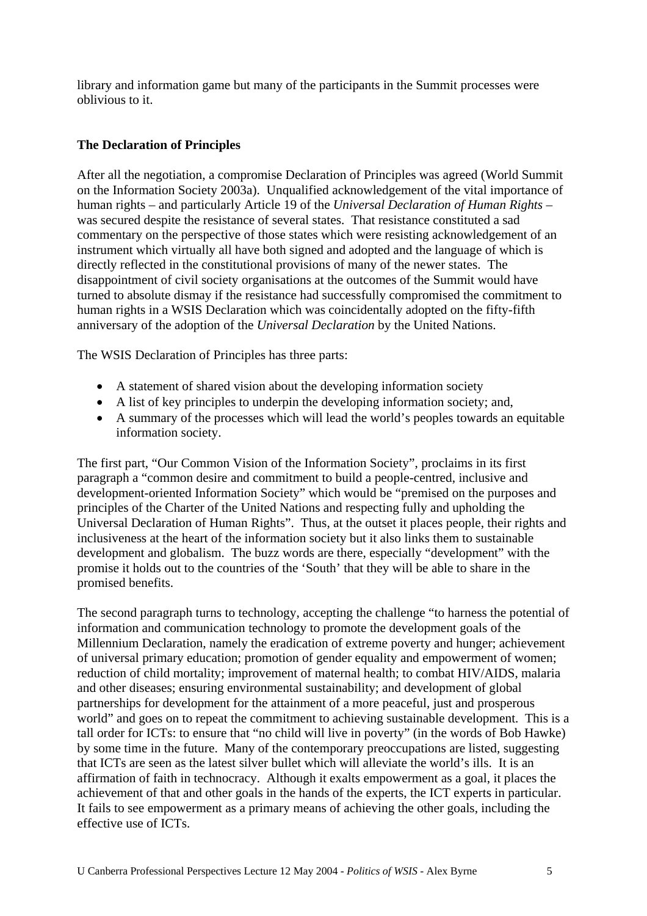library and information game but many of the participants in the Summit processes were oblivious to it.

## The Declaration of Principles

After all the negotiation, a compromise Declaration of Principles was agreed (World Summit on the Information Society 2003a). Unqualified acknowledgement of the vital importance of human rights – and particularly Article 19 of the *Universal Declaration of Human Rights* – was secured despite the resistance of several states. That resistance constituted a sad commentary on the perspective of those states which were resisting acknowledgement of an instrument which virtually all have both signed and adopted and the language of which is directly reflected in the constitutional provisions of many of the newer states. The disappointment of civil society organisations at the outcomes of the Summit would have turned to absolute dismay if the resistance had successfully compromised the commitment to human rights in a WSIS Declaration which was coincidentally adopted on the fifty-fifth anniversary of the adoption of the *Universal Declaration* by the United Nations.

The WSIS Declaration of Principles has three parts:

- A statement of shared vision about the developing information society
- A list of key principles to underpin the developing information society; and,
- A summary of the processes which will lead the world's peoples towards an equitable information society.

The first part, "Our Common Vision of the Information Society", proclaims in its first paragraph a "common desire and commitment to build a people-centred, inclusive and development-oriented Information Society" which would be "premised on the purposes and principles of the Charter of the United Nations and respecting fully and upholding the Universal Declaration of Human Rights". Thus, at the outset it places people, their rights and inclusiveness at the heart of the information society but it also links them to sustainable development and globalism. The buzz words are there, especially "development" with the promise it holds out to the countries of the 'South' that they will be able to share in the promised benefits.

The second paragraph turns to technology, accepting the challenge "to harness the potential of information and communication technology to promote the development goals of the Millennium Declaration, namely the eradication of extreme poverty and hunger; achievement of universal primary education; promotion of gender equality and empowerment of women; reduction of child mortality; improvement of maternal health; to combat HIV/AIDS, malaria and other diseases; ensuring environmental sustainability; and development of global partnerships for development for the attainment of a more peaceful, just and prosperous world" and goes on to repeat the commitment to achieving sustainable development. This is a tall order for ICTs: to ensure that "no child will live in poverty" (in the words of Bob Hawke) by some time in the future. Many of the contemporary preoccupations are listed, suggesting that ICTs are seen as the latest silver bullet which will alleviate the world's ills. It is an affirmation of faith in technocracy. Although it exalts empowerment as a goal, it places the achievement of that and other goals in the hands of the experts, the ICT experts in particular. It fails to see empowerment as a primary means of achieving the other goals, including the effective use of ICTs.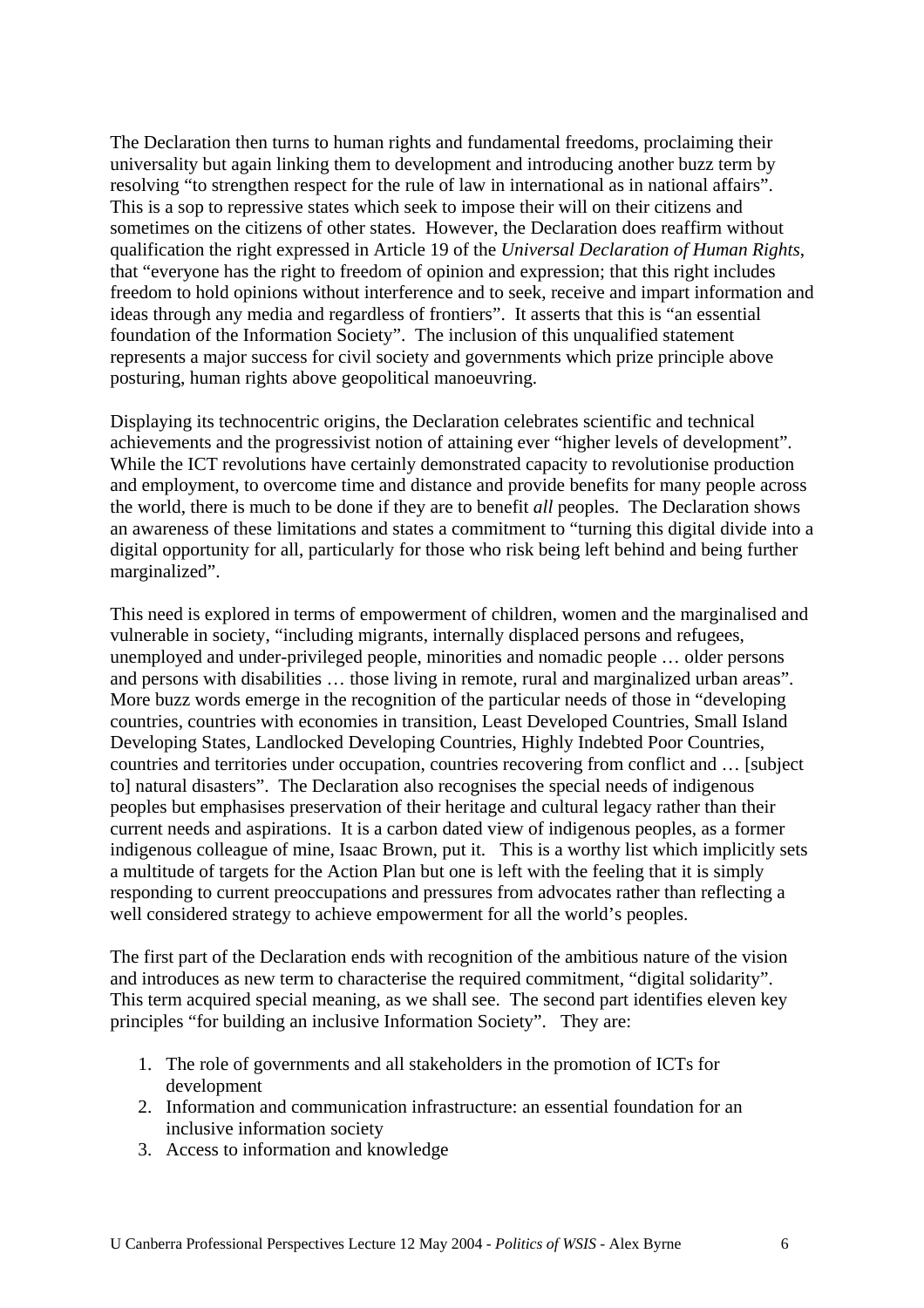The Declaration then turns to human rights and fundamental freedoms, proclaiming their universality but again linking them to development and introducing another buzz term by resolving "to strengthen respect for the rule of law in international as in national affairs". This is a sop to repressive states which seek to impose their will on their citizens and sometimes on the citizens of other states. However, the Declaration does reaffirm without qualification the right expressed in Article 19 of the *Universal Declaration of Human Rights*, that "everyone has the right to freedom of opinion and expression; that this right includes freedom to hold opinions without interference and to seek, receive and impart information and ideas through any media and regardless of frontiers". It asserts that this is "an essential foundation of the Information Society". The inclusion of this unqualified statement represents a major success for civil society and governments which prize principle above posturing, human rights above geopolitical manoeuvring.

Displaying its technocentric origins, the Declaration celebrates scientific and technical achievements and the progressivist notion of attaining ever "higher levels of development". While the ICT revolutions have certainly demonstrated capacity to revolutionise production and employment, to overcome time and distance and provide benefits for many people across the world, there is much to be done if they are to benefit *all* peoples. The Declaration shows an awareness of these limitations and states a commitment to "turning this digital divide into a digital opportunity for all, particularly for those who risk being left behind and being further marginalized".

This need is explored in terms of empowerment of children, women and the marginalised and vulnerable in society, "including migrants, internally displaced persons and refugees, unemployed and under-privileged people, minorities and nomadic people … older persons and persons with disabilities … those living in remote, rural and marginalized urban areas". More buzz words emerge in the recognition of the particular needs of those in "developing countries, countries with economies in transition, Least Developed Countries, Small Island Developing States, Landlocked Developing Countries, Highly Indebted Poor Countries, countries and territories under occupation, countries recovering from conflict and … [subject to] natural disasters". The Declaration also recognises the special needs of indigenous peoples but emphasises preservation of their heritage and cultural legacy rather than their current needs and aspirations. It is a carbon dated view of indigenous peoples, as a former indigenous colleague of mine, Isaac Brown, put it. This is a worthy list which implicitly sets a multitude of targets for the Action Plan but one is left with the feeling that it is simply responding to current preoccupations and pressures from advocates rather than reflecting a well considered strategy to achieve empowerment for all the world's peoples.

The first part of the Declaration ends with recognition of the ambitious nature of the vision and introduces as new term to characterise the required commitment, "digital solidarity". This term acquired special meaning, as we shall see. The second part identifies eleven key principles "for building an inclusive Information Society". They are:

1. The role of governments and all stakeholders in the promotion of ICTs for development
2. Information and communication infrastructure: an essential foundation for an inclusive information society
3. Access to information and knowledge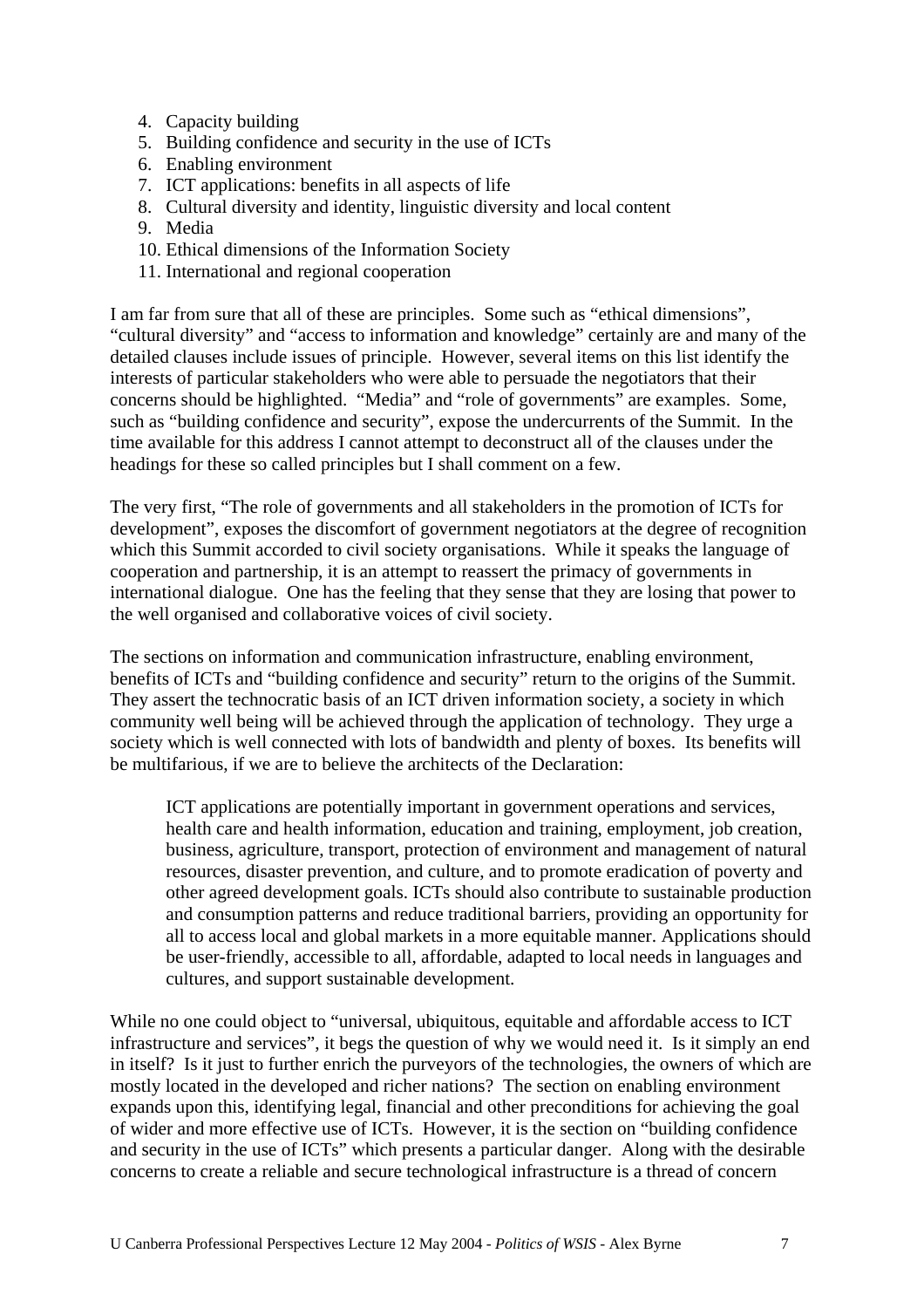4. Capacity building
5. Building confidence and security in the use of ICTs
6. Enabling environment
7. ICT applications: benefits in all aspects of life
8. Cultural diversity and identity, linguistic diversity and local content
9. Media
10. Ethical dimensions of the Information Society
11. International and regional cooperation

I am far from sure that all of these are principles. Some such as "ethical dimensions", "cultural diversity" and "access to information and knowledge" certainly are and many of the detailed clauses include issues of principle. However, several items on this list identify the interests of particular stakeholders who were able to persuade the negotiators that their concerns should be highlighted. "Media" and "role of governments" are examples. Some, such as "building confidence and security", expose the undercurrents of the Summit. In the time available for this address I cannot attempt to deconstruct all of the clauses under the headings for these so called principles but I shall comment on a few.

The very first, "The role of governments and all stakeholders in the promotion of ICTs for development", exposes the discomfort of government negotiators at the degree of recognition which this Summit accorded to civil society organisations. While it speaks the language of cooperation and partnership, it is an attempt to reassert the primacy of governments in international dialogue. One has the feeling that they sense that they are losing that power to the well organised and collaborative voices of civil society.

The sections on information and communication infrastructure, enabling environment, benefits of ICTs and "building confidence and security" return to the origins of the Summit. They assert the technocratic basis of an ICT driven information society, a society in which community well being will be achieved through the application of technology. They urge a society which is well connected with lots of bandwidth and plenty of boxes. Its benefits will be multifarious, if we are to believe the architects of the Declaration:

> ICT applications are potentially important in government operations and services, health care and health information, education and training, employment, job creation, business, agriculture, transport, protection of environment and management of natural resources, disaster prevention, and culture, and to promote eradication of poverty and other agreed development goals. ICTs should also contribute to sustainable production and consumption patterns and reduce traditional barriers, providing an opportunity for all to access local and global markets in a more equitable manner. Applications should be user-friendly, accessible to all, affordable, adapted to local needs in languages and cultures, and support sustainable development.

While no one could object to "universal, ubiquitous, equitable and affordable access to ICT infrastructure and services", it begs the question of why we would need it. Is it simply an end in itself? Is it just to further enrich the purveyors of the technologies, the owners of which are mostly located in the developed and richer nations? The section on enabling environment expands upon this, identifying legal, financial and other preconditions for achieving the goal of wider and more effective use of ICTs. However, it is the section on "building confidence and security in the use of ICTs" which presents a particular danger. Along with the desirable concerns to create a reliable and secure technological infrastructure is a thread of concern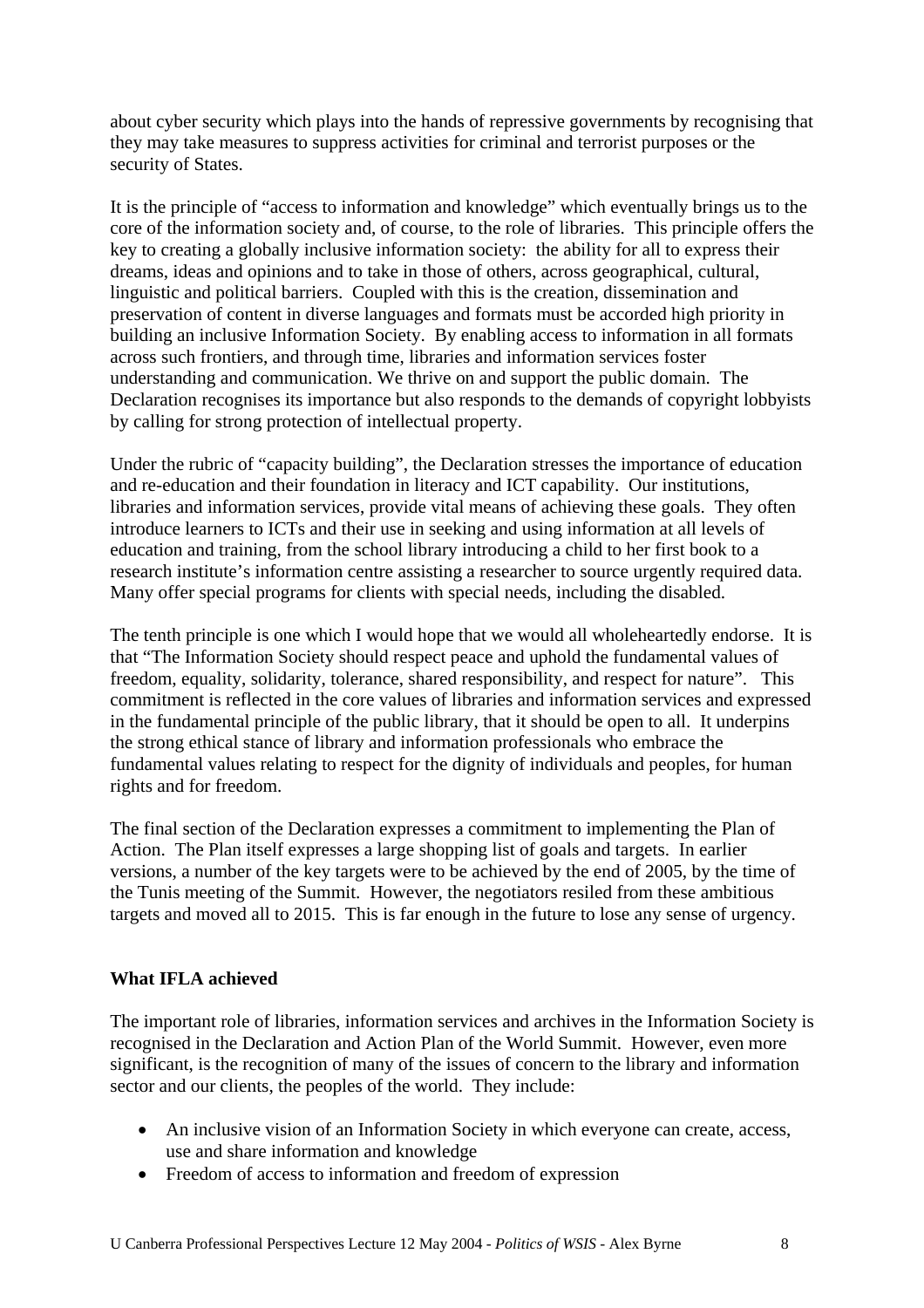about cyber security which plays into the hands of repressive governments by recognising that they may take measures to suppress activities for criminal and terrorist purposes or the security of States.

It is the principle of "access to information and knowledge" which eventually brings us to the core of the information society and, of course, to the role of libraries. This principle offers the key to creating a globally inclusive information society: the ability for all to express their dreams, ideas and opinions and to take in those of others, across geographical, cultural, linguistic and political barriers. Coupled with this is the creation, dissemination and preservation of content in diverse languages and formats must be accorded high priority in building an inclusive Information Society. By enabling access to information in all formats across such frontiers, and through time, libraries and information services foster understanding and communication. We thrive on and support the public domain. The Declaration recognises its importance but also responds to the demands of copyright lobbyists by calling for strong protection of intellectual property.

Under the rubric of "capacity building", the Declaration stresses the importance of education and re-education and their foundation in literacy and ICT capability. Our institutions, libraries and information services, provide vital means of achieving these goals. They often introduce learners to ICTs and their use in seeking and using information at all levels of education and training, from the school library introducing a child to her first book to a research institute's information centre assisting a researcher to source urgently required data. Many offer special programs for clients with special needs, including the disabled.

The tenth principle is one which I would hope that we would all wholeheartedly endorse. It is that "The Information Society should respect peace and uphold the fundamental values of freedom, equality, solidarity, tolerance, shared responsibility, and respect for nature". This commitment is reflected in the core values of libraries and information services and expressed in the fundamental principle of the public library, that it should be open to all. It underpins the strong ethical stance of library and information professionals who embrace the fundamental values relating to respect for the dignity of individuals and peoples, for human rights and for freedom.

The final section of the Declaration expresses a commitment to implementing the Plan of Action. The Plan itself expresses a large shopping list of goals and targets. In earlier versions, a number of the key targets were to be achieved by the end of 2005, by the time of the Tunis meeting of the Summit. However, the negotiators resiled from these ambitious targets and moved all to 2015. This is far enough in the future to lose any sense of urgency.

**What IFLA achieved**

The important role of libraries, information services and archives in the Information Society is recognised in the Declaration and Action Plan of the World Summit. However, even more significant, is the recognition of many of the issues of concern to the library and information sector and our clients, the peoples of the world. They include:

- An inclusive vision of an Information Society in which everyone can create, access, use and share information and knowledge
- Freedom of access to information and freedom of expression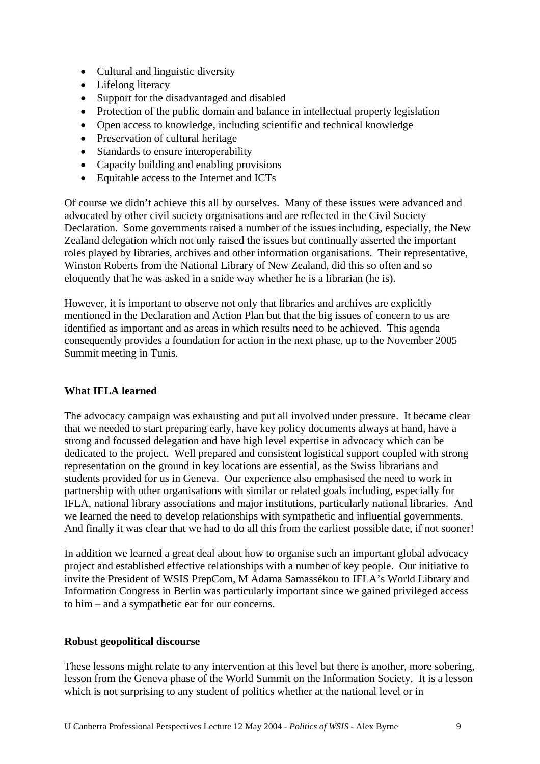- Cultural and linguistic diversity
- Lifelong literacy
- Support for the disadvantaged and disabled
- Protection of the public domain and balance in intellectual property legislation
- Open access to knowledge, including scientific and technical knowledge
- Preservation of cultural heritage
- Standards to ensure interoperability
- Capacity building and enabling provisions
- Equitable access to the Internet and ICTs

Of course we didn't achieve this all by ourselves. Many of these issues were advanced and advocated by other civil society organisations and are reflected in the Civil Society Declaration. Some governments raised a number of the issues including, especially, the New Zealand delegation which not only raised the issues but continually asserted the important roles played by libraries, archives and other information organisations. Their representative, Winston Roberts from the National Library of New Zealand, did this so often and so eloquently that he was asked in a snide way whether he is a librarian (he is).

However, it is important to observe not only that libraries and archives are explicitly mentioned in the Declaration and Action Plan but that the big issues of concern to us are identified as important and as areas in which results need to be achieved. This agenda consequently provides a foundation for action in the next phase, up to the November 2005 Summit meeting in Tunis.

**What IFLA learned**

The advocacy campaign was exhausting and put all involved under pressure. It became clear that we needed to start preparing early, have key policy documents always at hand, have a strong and focussed delegation and have high level expertise in advocacy which can be dedicated to the project. Well prepared and consistent logistical support coupled with strong representation on the ground in key locations are essential, as the Swiss librarians and students provided for us in Geneva. Our experience also emphasised the need to work in partnership with other organisations with similar or related goals including, especially for IFLA, national library associations and major institutions, particularly national libraries. And we learned the need to develop relationships with sympathetic and influential governments. And finally it was clear that we had to do all this from the earliest possible date, if not sooner!

In addition we learned a great deal about how to organise such an important global advocacy project and established effective relationships with a number of key people. Our initiative to invite the President of WSIS PrepCom, M Adama Samassékou to IFLA's World Library and Information Congress in Berlin was particularly important since we gained privileged access to him – and a sympathetic ear for our concerns.

**Robust geopolitical discourse**

These lessons might relate to any intervention at this level but there is another, more sobering, lesson from the Geneva phase of the World Summit on the Information Society. It is a lesson which is not surprising to any student of politics whether at the national level or in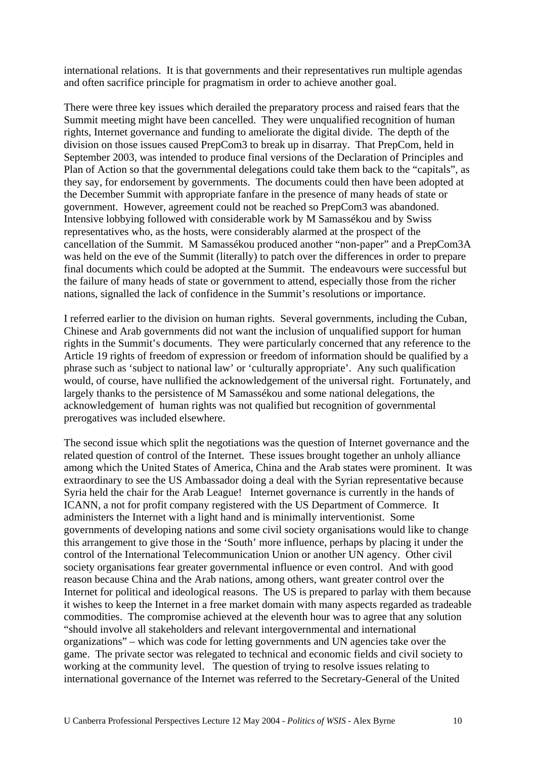international relations. It is that governments and their representatives run multiple agendas and often sacrifice principle for pragmatism in order to achieve another goal.

There were three key issues which derailed the preparatory process and raised fears that the Summit meeting might have been cancelled. They were unqualified recognition of human rights, Internet governance and funding to ameliorate the digital divide. The depth of the division on those issues caused PrepCom3 to break up in disarray. That PrepCom, held in September 2003, was intended to produce final versions of the Declaration of Principles and Plan of Action so that the governmental delegations could take them back to the "capitals", as they say, for endorsement by governments. The documents could then have been adopted at the December Summit with appropriate fanfare in the presence of many heads of state or government. However, agreement could not be reached so PrepCom3 was abandoned. Intensive lobbying followed with considerable work by M Samassékou and by Swiss representatives who, as the hosts, were considerably alarmed at the prospect of the cancellation of the Summit. M Samassékou produced another "non-paper" and a PrepCom3A was held on the eve of the Summit (literally) to patch over the differences in order to prepare final documents which could be adopted at the Summit. The endeavours were successful but the failure of many heads of state or government to attend, especially those from the richer nations, signalled the lack of confidence in the Summit's resolutions or importance.

I referred earlier to the division on human rights. Several governments, including the Cuban, Chinese and Arab governments did not want the inclusion of unqualified support for human rights in the Summit's documents. They were particularly concerned that any reference to the Article 19 rights of freedom of expression or freedom of information should be qualified by a phrase such as 'subject to national law' or 'culturally appropriate'. Any such qualification would, of course, have nullified the acknowledgement of the universal right. Fortunately, and largely thanks to the persistence of M Samassékou and some national delegations, the acknowledgement of human rights was not qualified but recognition of governmental prerogatives was included elsewhere.

The second issue which split the negotiations was the question of Internet governance and the related question of control of the Internet. These issues brought together an unholy alliance among which the United States of America, China and the Arab states were prominent. It was extraordinary to see the US Ambassador doing a deal with the Syrian representative because Syria held the chair for the Arab League! Internet governance is currently in the hands of ICANN, a not for profit company registered with the US Department of Commerce. It administers the Internet with a light hand and is minimally interventionist. Some governments of developing nations and some civil society organisations would like to change this arrangement to give those in the 'South' more influence, perhaps by placing it under the control of the International Telecommunication Union or another UN agency. Other civil society organisations fear greater governmental influence or even control. And with good reason because China and the Arab nations, among others, want greater control over the Internet for political and ideological reasons. The US is prepared to parlay with them because it wishes to keep the Internet in a free market domain with many aspects regarded as tradeable commodities. The compromise achieved at the eleventh hour was to agree that any solution "should involve all stakeholders and relevant intergovernmental and international organizations" – which was code for letting governments and UN agencies take over the game. The private sector was relegated to technical and economic fields and civil society to working at the community level. The question of trying to resolve issues relating to international governance of the Internet was referred to the Secretary-General of the United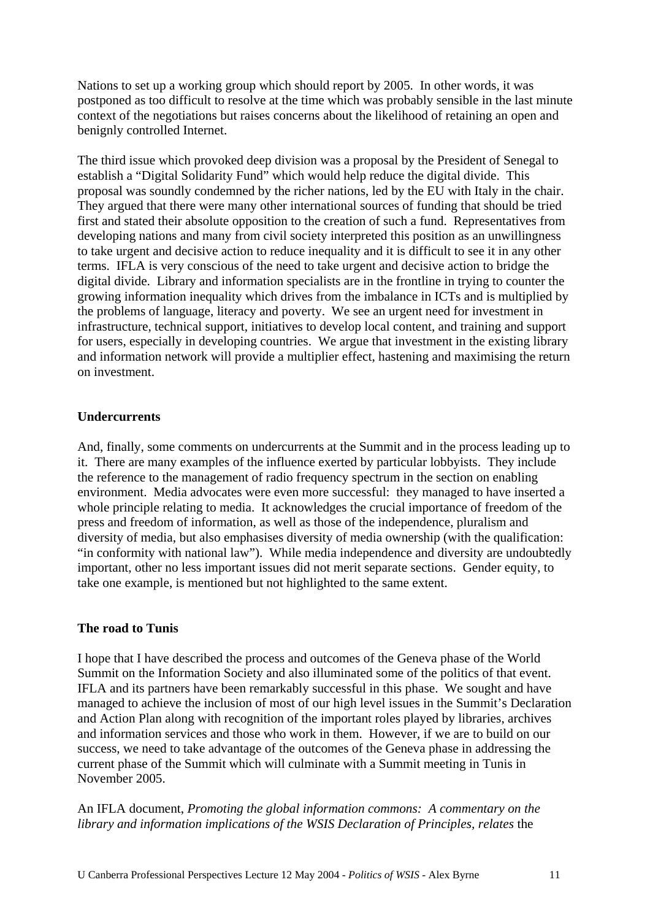Nations to set up a working group which should report by 2005. In other words, it was postponed as too difficult to resolve at the time which was probably sensible in the last minute context of the negotiations but raises concerns about the likelihood of retaining an open and benignly controlled Internet.

The third issue which provoked deep division was a proposal by the President of Senegal to establish a "Digital Solidarity Fund" which would help reduce the digital divide. This proposal was soundly condemned by the richer nations, led by the EU with Italy in the chair. They argued that there were many other international sources of funding that should be tried first and stated their absolute opposition to the creation of such a fund. Representatives from developing nations and many from civil society interpreted this position as an unwillingness to take urgent and decisive action to reduce inequality and it is difficult to see it in any other terms. IFLA is very conscious of the need to take urgent and decisive action to bridge the digital divide. Library and information specialists are in the frontline in trying to counter the growing information inequality which drives from the imbalance in ICTs and is multiplied by the problems of language, literacy and poverty. We see an urgent need for investment in infrastructure, technical support, initiatives to develop local content, and training and support for users, especially in developing countries. We argue that investment in the existing library and information network will provide a multiplier effect, hastening and maximising the return on investment.

**Undercurrents**

And, finally, some comments on undercurrents at the Summit and in the process leading up to it. There are many examples of the influence exerted by particular lobbyists. They include the reference to the management of radio frequency spectrum in the section on enabling environment. Media advocates were even more successful: they managed to have inserted a whole principle relating to media. It acknowledges the crucial importance of freedom of the press and freedom of information, as well as those of the independence, pluralism and diversity of media, but also emphasises diversity of media ownership (with the qualification: "in conformity with national law"). While media independence and diversity are undoubtedly important, other no less important issues did not merit separate sections. Gender equity, to take one example, is mentioned but not highlighted to the same extent.

**The road to Tunis**

I hope that I have described the process and outcomes of the Geneva phase of the World Summit on the Information Society and also illuminated some of the politics of that event. IFLA and its partners have been remarkably successful in this phase. We sought and have managed to achieve the inclusion of most of our high level issues in the Summit's Declaration and Action Plan along with recognition of the important roles played by libraries, archives and information services and those who work in them. However, if we are to build on our success, we need to take advantage of the outcomes of the Geneva phase in addressing the current phase of the Summit which will culminate with a Summit meeting in Tunis in November 2005.

An IFLA document, *Promoting the global information commons: A commentary on the library and information implications of the WSIS Declaration of Principles, relates* the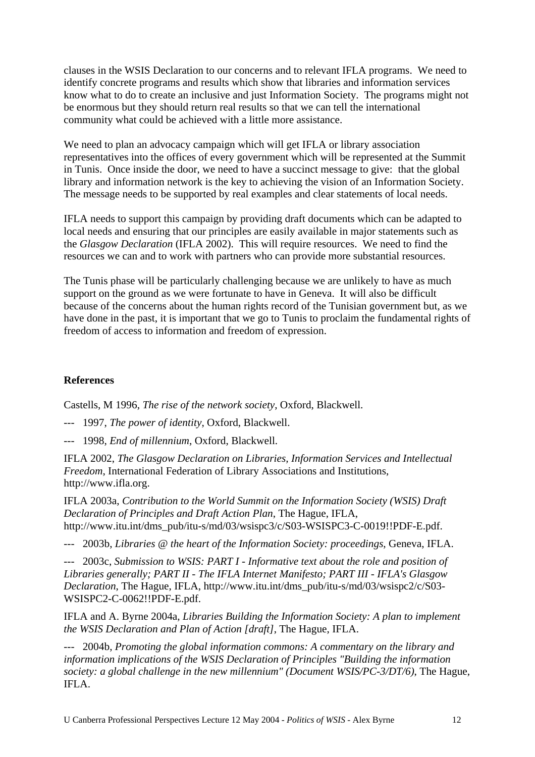clauses in the WSIS Declaration to our concerns and to relevant IFLA programs. We need to identify concrete programs and results which show that libraries and information services know what to do to create an inclusive and just Information Society. The programs might not be enormous but they should return real results so that we can tell the international community what could be achieved with a little more assistance.

We need to plan an advocacy campaign which will get IFLA or library association representatives into the offices of every government which will be represented at the Summit in Tunis. Once inside the door, we need to have a succinct message to give: that the global library and information network is the key to achieving the vision of an Information Society. The message needs to be supported by real examples and clear statements of local needs.

IFLA needs to support this campaign by providing draft documents which can be adapted to local needs and ensuring that our principles are easily available in major statements such as the *Glasgow Declaration* (IFLA 2002). This will require resources. We need to find the resources we can and to work with partners who can provide more substantial resources.

The Tunis phase will be particularly challenging because we are unlikely to have as much support on the ground as we were fortunate to have in Geneva. It will also be difficult because of the concerns about the human rights record of the Tunisian government but, as we have done in the past, it is important that we go to Tunis to proclaim the fundamental rights of freedom of access to information and freedom of expression.

**References**

Castells, M 1996, *The rise of the network society*, Oxford, Blackwell.

--- 1997, *The power of identity*, Oxford, Blackwell.

--- 1998, *End of millennium*, Oxford, Blackwell.

IFLA 2002, *The Glasgow Declaration on Libraries, Information Services and Intellectual Freedom*, International Federation of Library Associations and Institutions, http://www.ifla.org.

IFLA 2003a, *Contribution to the World Summit on the Information Society (WSIS) Draft Declaration of Principles and Draft Action Plan*, The Hague, IFLA, http://www.itu.int/dms_pub/itu-s/md/03/wsispc3/c/S03-WSISPC3-C-0019!!PDF-E.pdf.

--- 2003b, *Libraries @ the heart of the Information Society: proceedings*, Geneva, IFLA.

--- 2003c, *Submission to WSIS: PART I - Informative text about the role and position of Libraries generally; PART II - The IFLA Internet Manifesto; PART III - IFLA's Glasgow Declaration*, The Hague, IFLA, http://www.itu.int/dms_pub/itu-s/md/03/wsispc2/c/S03-WSISPC2-C-0062!!PDF-E.pdf.

IFLA and A. Byrne 2004a, *Libraries Building the Information Society: A plan to implement the WSIS Declaration and Plan of Action [draft]*, The Hague, IFLA.

--- 2004b, *Promoting the global information commons: A commentary on the library and information implications of the WSIS Declaration of Principles "Building the information society: a global challenge in the new millennium" (Document WSIS/PC-3/DT/6)*, The Hague, IFLA.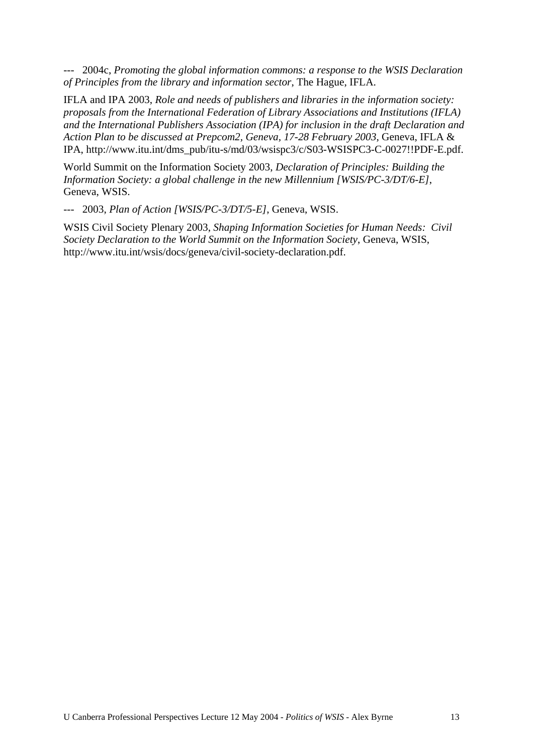--- 2004c, *Promoting the global information commons: a response to the WSIS Declaration of Principles from the library and information sector*, The Hague, IFLA.

IFLA and IPA 2003, *Role and needs of publishers and libraries in the information society: proposals from the International Federation of Library Associations and Institutions (IFLA) and the International Publishers Association (IPA) for inclusion in the draft Declaration and Action Plan to be discussed at Prepcom2, Geneva, 17-28 February 2003*, Geneva, IFLA & IPA, http://www.itu.int/dms_pub/itu-s/md/03/wsispc3/c/S03-WSISPC3-C-0027!!PDF-E.pdf.

World Summit on the Information Society 2003, *Declaration of Principles: Building the Information Society: a global challenge in the new Millennium [WSIS/PC-3/DT/6-E]*, Geneva, WSIS.

--- 2003, *Plan of Action [WSIS/PC-3/DT/5-E]*, Geneva, WSIS.

WSIS Civil Society Plenary 2003, *Shaping Information Societies for Human Needs: Civil Society Declaration to the World Summit on the Information Society*, Geneva, WSIS, http://www.itu.int/wsis/docs/geneva/civil-society-declaration.pdf.